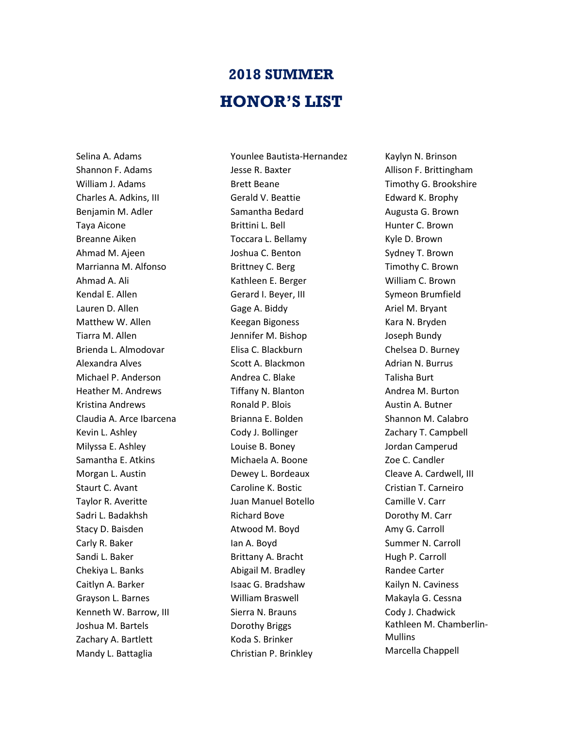# 2018 SUMMER
# HONOR'S LIST

Selina A. Adams
Shannon F. Adams
William J. Adams
Charles A. Adkins, III
Benjamin M. Adler
Taya Aicone
Breanne Aiken
Ahmad M. Ajeen
Marrianna M. Alfonso
Ahmad A. Ali
Kendal E. Allen
Lauren D. Allen
Matthew W. Allen
Tiarra M. Allen
Brienda L. Almodovar
Alexandra Alves
Michael P. Anderson
Heather M. Andrews
Kristina Andrews
Claudia A. Arce Ibarcena
Kevin L. Ashley
Milyssa E. Ashley
Samantha E. Atkins
Morgan L. Austin
Staurt C. Avant
Taylor R. Averitte
Sadri L. Badakhsh
Stacy D. Baisden
Carly R. Baker
Sandi L. Baker
Chekiya L. Banks
Caitlyn A. Barker
Grayson L. Barnes
Kenneth W. Barrow, III
Joshua M. Bartels
Zachary A. Bartlett
Mandy L. Battaglia
Younlee Bautista-Hernandez
Jesse R. Baxter
Brett Beane
Gerald V. Beattie
Samantha Bedard
Brittini L. Bell
Toccara L. Bellamy
Joshua C. Benton
Brittney C. Berg
Kathleen E. Berger
Gerard I. Beyer, III
Gage A. Biddy
Keegan Bigoness
Jennifer M. Bishop
Elisa C. Blackburn
Scott A. Blackmon
Andrea C. Blake
Tiffany N. Blanton
Ronald P. Blois
Brianna E. Bolden
Cody J. Bollinger
Louise B. Boney
Michaela A. Boone
Dewey L. Bordeaux
Caroline K. Bostic
Juan Manuel Botello
Richard Bove
Atwood M. Boyd
Ian A. Boyd
Brittany A. Bracht
Abigail M. Bradley
Isaac G. Bradshaw
William Braswell
Sierra N. Brauns
Dorothy Briggs
Koda S. Brinker
Christian P. Brinkley
Kaylyn N. Brinson
Allison F. Brittingham
Timothy G. Brookshire
Edward K. Brophy
Augusta G. Brown
Hunter C. Brown
Kyle D. Brown
Sydney T. Brown
Timothy C. Brown
William C. Brown
Symeon Brumfield
Ariel M. Bryant
Kara N. Bryden
Joseph Bundy
Chelsea D. Burney
Adrian N. Burrus
Talisha Burt
Andrea M. Burton
Austin A. Butner
Shannon M. Calabro
Zachary T. Campbell
Jordan Camperud
Zoe C. Candler
Cleave A. Cardwell, III
Cristian T. Carneiro
Camille V. Carr
Dorothy M. Carr
Amy G. Carroll
Summer N. Carroll
Hugh P. Carroll
Randee Carter
Kailyn N. Caviness
Makayla G. Cessna
Cody J. Chadwick
Kathleen M. Chamberlin-Mullins
Marcella Chappell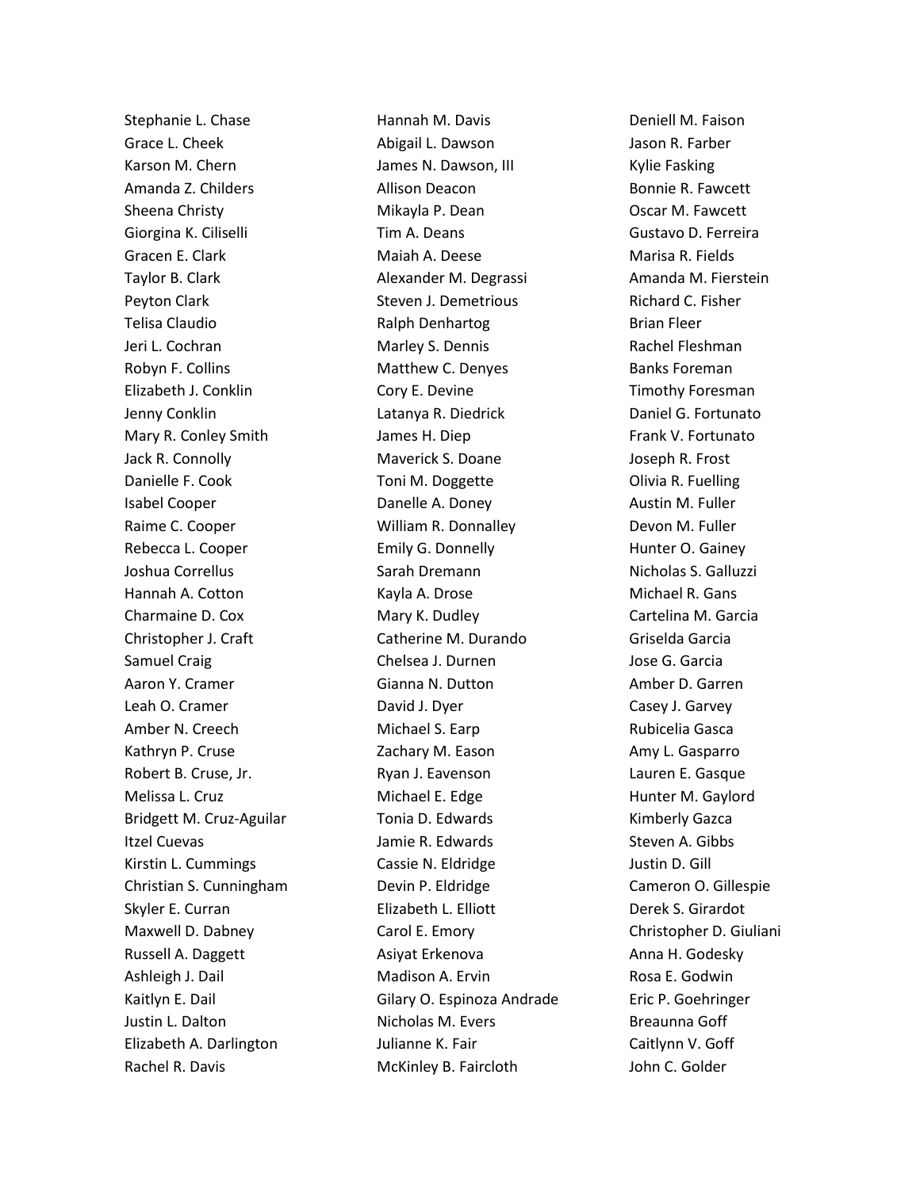Stephanie L. Chase
Grace L. Cheek
Karson M. Chern
Amanda Z. Childers
Sheena Christy
Giorgina K. Ciliselli
Gracen E. Clark
Taylor B. Clark
Peyton Clark
Telisa Claudio
Jeri L. Cochran
Robyn F. Collins
Elizabeth J. Conklin
Jenny Conklin
Mary R. Conley Smith
Jack R. Connolly
Danielle F. Cook
Isabel Cooper
Raime C. Cooper
Rebecca L. Cooper
Joshua Correllus
Hannah A. Cotton
Charmaine D. Cox
Christopher J. Craft
Samuel Craig
Aaron Y. Cramer
Leah O. Cramer
Amber N. Creech
Kathryn P. Cruse
Robert B. Cruse, Jr.
Melissa L. Cruz
Bridgett M. Cruz-Aguilar
Itzel Cuevas
Kirstin L. Cummings
Christian S. Cunningham
Skyler E. Curran
Maxwell D. Dabney
Russell A. Daggett
Ashleigh J. Dail
Kaitlyn E. Dail
Justin L. Dalton
Elizabeth A. Darlington
Rachel R. Davis
Hannah M. Davis
Abigail L. Dawson
James N. Dawson, III
Allison Deacon
Mikayla P. Dean
Tim A. Deans
Maiah A. Deese
Alexander M. Degrassi
Steven J. Demetrious
Ralph Denhartog
Marley S. Dennis
Matthew C. Denyes
Cory E. Devine
Latanya R. Diedrick
James H. Diep
Maverick S. Doane
Toni M. Doggette
Danelle A. Doney
William R. Donnalley
Emily G. Donnelly
Sarah Dremann
Kayla A. Drose
Mary K. Dudley
Catherine M. Durando
Chelsea J. Durnen
Gianna N. Dutton
David J. Dyer
Michael S. Earp
Zachary M. Eason
Ryan J. Eavenson
Michael E. Edge
Tonia D. Edwards
Jamie R. Edwards
Cassie N. Eldridge
Devin P. Eldridge
Elizabeth L. Elliott
Carol E. Emory
Asiyat Erkenova
Madison A. Ervin
Gilary O. Espinoza Andrade
Nicholas M. Evers
Julianne K. Fair
McKinley B. Faircloth
Deniell M. Faison
Jason R. Farber
Kylie Fasking
Bonnie R. Fawcett
Oscar M. Fawcett
Gustavo D. Ferreira
Marisa R. Fields
Amanda M. Fierstein
Richard C. Fisher
Brian Fleer
Rachel Fleshman
Banks Foreman
Timothy Foresman
Daniel G. Fortunato
Frank V. Fortunato
Joseph R. Frost
Olivia R. Fuelling
Austin M. Fuller
Devon M. Fuller
Hunter O. Gainey
Nicholas S. Galluzzi
Michael R. Gans
Cartelina M. Garcia
Griselda Garcia
Jose G. Garcia
Amber D. Garren
Casey J. Garvey
Rubicelia Gasca
Amy L. Gasparro
Lauren E. Gasque
Hunter M. Gaylord
Kimberly Gazca
Steven A. Gibbs
Justin D. Gill
Cameron O. Gillespie
Derek S. Girardot
Christopher D. Giuliani
Anna H. Godesky
Rosa E. Godwin
Eric P. Goehringer
Breaunna Goff
Caitlynn V. Goff
John C. Golder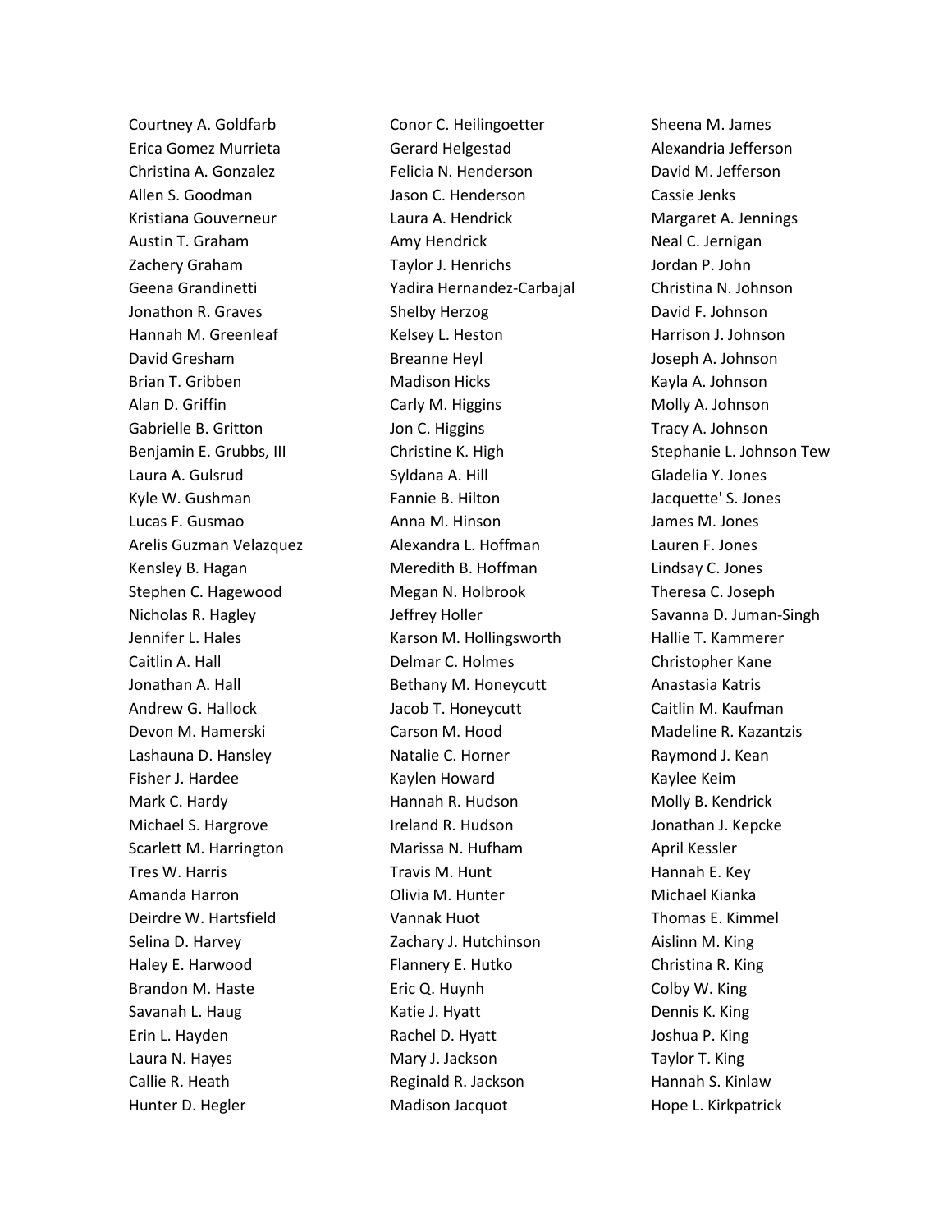Courtney A. Goldfarb
Erica Gomez Murrieta
Christina A. Gonzalez
Allen S. Goodman
Kristiana Gouverneur
Austin T. Graham
Zachery Graham
Geena Grandinetti
Jonathon R. Graves
Hannah M. Greenleaf
David Gresham
Brian T. Gribben
Alan D. Griffin
Gabrielle B. Gritton
Benjamin E. Grubbs, III
Laura A. Gulsrud
Kyle W. Gushman
Lucas F. Gusmao
Arelis Guzman Velazquez
Kensley B. Hagan
Stephen C. Hagewood
Nicholas R. Hagley
Jennifer L. Hales
Caitlin A. Hall
Jonathan A. Hall
Andrew G. Hallock
Devon M. Hamerski
Lashauna D. Hansley
Fisher J. Hardee
Mark C. Hardy
Michael S. Hargrove
Scarlett M. Harrington
Tres W. Harris
Amanda Harron
Deirdre W. Hartsfield
Selina D. Harvey
Haley E. Harwood
Brandon M. Haste
Savanah L. Haug
Erin L. Hayden
Laura N. Hayes
Callie R. Heath
Hunter D. Hegler
Conor C. Heilingoetter
Gerard Helgestad
Felicia N. Henderson
Jason C. Henderson
Laura A. Hendrick
Amy Hendrick
Taylor J. Henrichs
Yadira Hernandez-Carbajal
Shelby Herzog
Kelsey L. Heston
Breanne Heyl
Madison Hicks
Carly M. Higgins
Jon C. Higgins
Christine K. High
Syldana A. Hill
Fannie B. Hilton
Anna M. Hinson
Alexandra L. Hoffman
Meredith B. Hoffman
Megan N. Holbrook
Jeffrey Holler
Karson M. Hollingsworth
Delmar C. Holmes
Bethany M. Honeycutt
Jacob T. Honeycutt
Carson M. Hood
Natalie C. Horner
Kaylen Howard
Hannah R. Hudson
Ireland R. Hudson
Marissa N. Hufham
Travis M. Hunt
Olivia M. Hunter
Vannak Huot
Zachary J. Hutchinson
Flannery E. Hutko
Eric Q. Huynh
Katie J. Hyatt
Rachel D. Hyatt
Mary J. Jackson
Reginald R. Jackson
Madison Jacquot
Sheena M. James
Alexandria Jefferson
David M. Jefferson
Cassie Jenks
Margaret A. Jennings
Neal C. Jernigan
Jordan P. John
Christina N. Johnson
David F. Johnson
Harrison J. Johnson
Joseph A. Johnson
Kayla A. Johnson
Molly A. Johnson
Tracy A. Johnson
Stephanie L. Johnson Tew
Gladelia Y. Jones
Jacquette' S. Jones
James M. Jones
Lauren F. Jones
Lindsay C. Jones
Theresa C. Joseph
Savanna D. Juman-Singh
Hallie T. Kammerer
Christopher Kane
Anastasia Katris
Caitlin M. Kaufman
Madeline R. Kazantzis
Raymond J. Kean
Kaylee Keim
Molly B. Kendrick
Jonathan J. Kepcke
April Kessler
Hannah E. Key
Michael Kianka
Thomas E. Kimmel
Aislinn M. King
Christina R. King
Colby W. King
Dennis K. King
Joshua P. King
Taylor T. King
Hannah S. Kinlaw
Hope L. Kirkpatrick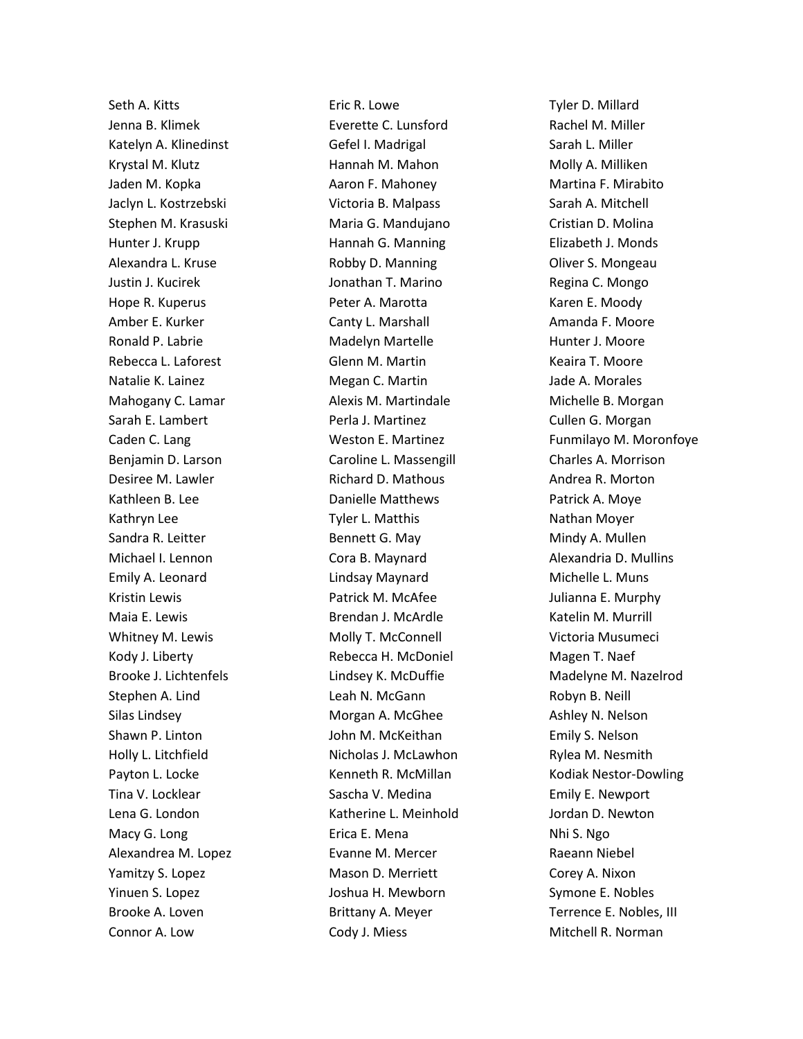Seth A. Kitts
Jenna B. Klimek
Katelyn A. Klinedinst
Krystal M. Klutz
Jaden M. Kopka
Jaclyn L. Kostrzebski
Stephen M. Krasuski
Hunter J. Krupp
Alexandra L. Kruse
Justin J. Kucirek
Hope R. Kuperus
Amber E. Kurker
Ronald P. Labrie
Rebecca L. Laforest
Natalie K. Lainez
Mahogany C. Lamar
Sarah E. Lambert
Caden C. Lang
Benjamin D. Larson
Desiree M. Lawler
Kathleen B. Lee
Kathryn Lee
Sandra R. Leitter
Michael I. Lennon
Emily A. Leonard
Kristin Lewis
Maia E. Lewis
Whitney M. Lewis
Kody J. Liberty
Brooke J. Lichtenfels
Stephen A. Lind
Silas Lindsey
Shawn P. Linton
Holly L. Litchfield
Payton L. Locke
Tina V. Locklear
Lena G. London
Macy G. Long
Alexandrea M. Lopez
Yamitzy S. Lopez
Yinuen S. Lopez
Brooke A. Loven
Connor A. Low
Eric R. Lowe
Everette C. Lunsford
Gefel I. Madrigal
Hannah M. Mahon
Aaron F. Mahoney
Victoria B. Malpass
Maria G. Mandujano
Hannah G. Manning
Robby D. Manning
Jonathan T. Marino
Peter A. Marotta
Canty L. Marshall
Madelyn Martelle
Glenn M. Martin
Megan C. Martin
Alexis M. Martindale
Perla J. Martinez
Weston E. Martinez
Caroline L. Massengill
Richard D. Mathous
Danielle Matthews
Tyler L. Matthis
Bennett G. May
Cora B. Maynard
Lindsay Maynard
Patrick M. McAfee
Brendan J. McArdle
Molly T. McConnell
Rebecca H. McDoniel
Lindsey K. McDuffie
Leah N. McGann
Morgan A. McGhee
John M. McKeithan
Nicholas J. McLawhon
Kenneth R. McMillan
Sascha V. Medina
Katherine L. Meinhold
Erica E. Mena
Evanne M. Mercer
Mason D. Merriett
Joshua H. Mewborn
Brittany A. Meyer
Cody J. Miess
Tyler D. Millard
Rachel M. Miller
Sarah L. Miller
Molly A. Milliken
Martina F. Mirabito
Sarah A. Mitchell
Cristian D. Molina
Elizabeth J. Monds
Oliver S. Mongeau
Regina C. Mongo
Karen E. Moody
Amanda F. Moore
Hunter J. Moore
Keaira T. Moore
Jade A. Morales
Michelle B. Morgan
Cullen G. Morgan
Funmilayo M. Moronfoye
Charles A. Morrison
Andrea R. Morton
Patrick A. Moye
Nathan Moyer
Mindy A. Mullen
Alexandria D. Mullins
Michelle L. Muns
Julianna E. Murphy
Katelin M. Murrill
Victoria Musumeci
Magen T. Naef
Madelyne M. Nazelrod
Robyn B. Neill
Ashley N. Nelson
Emily S. Nelson
Rylea M. Nesmith
Kodiak Nestor-Dowling
Emily E. Newport
Jordan D. Newton
Nhi S. Ngo
Raeann Niebel
Corey A. Nixon
Symone E. Nobles
Terrence E. Nobles, III
Mitchell R. Norman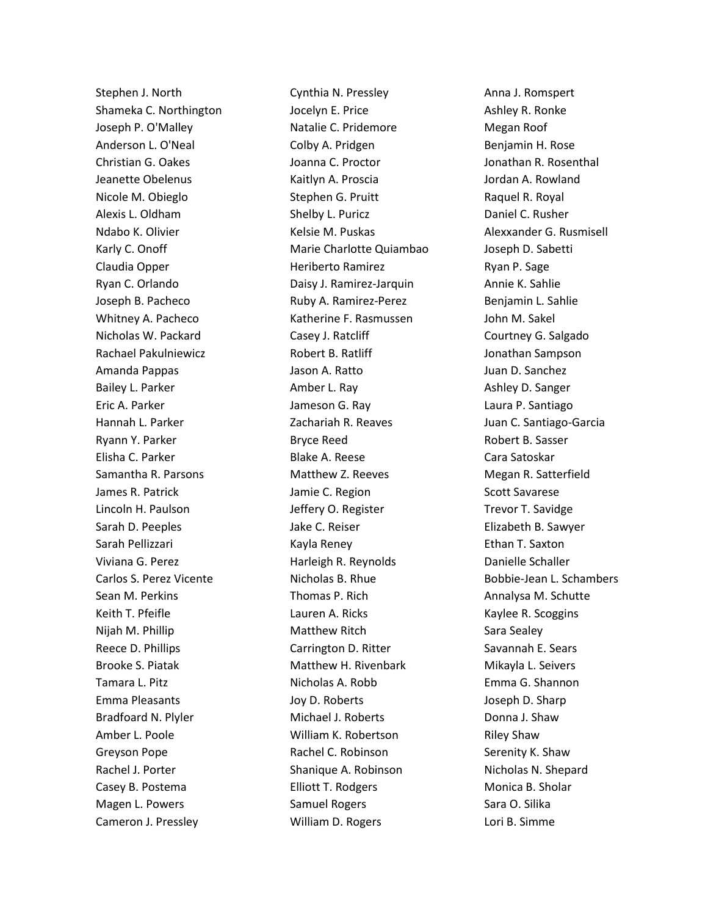Stephen J. North
Shameka C. Northington
Joseph P. O'Malley
Anderson L. O'Neal
Christian G. Oakes
Jeanette Obelenus
Nicole M. Obieglo
Alexis L. Oldham
Ndabo K. Olivier
Karly C. Onoff
Claudia Opper
Ryan C. Orlando
Joseph B. Pacheco
Whitney A. Pacheco
Nicholas W. Packard
Rachael Pakulniewicz
Amanda Pappas
Bailey L. Parker
Eric A. Parker
Hannah L. Parker
Ryann Y. Parker
Elisha C. Parker
Samantha R. Parsons
James R. Patrick
Lincoln H. Paulson
Sarah D. Peeples
Sarah Pellizzari
Viviana G. Perez
Carlos S. Perez Vicente
Sean M. Perkins
Keith T. Pfeifle
Nijah M. Phillip
Reece D. Phillips
Brooke S. Piatak
Tamara L. Pitz
Emma Pleasants
Bradfoard N. Plyler
Amber L. Poole
Greyson Pope
Rachel J. Porter
Casey B. Postema
Magen L. Powers
Cameron J. Pressley
Cynthia N. Pressley
Jocelyn E. Price
Natalie C. Pridemore
Colby A. Pridgen
Joanna C. Proctor
Kaitlyn A. Proscia
Stephen G. Pruitt
Shelby L. Puricz
Kelsie M. Puskas
Marie Charlotte Quiambao
Heriberto Ramirez
Daisy J. Ramirez-Jarquin
Ruby A. Ramirez-Perez
Katherine F. Rasmussen
Casey J. Ratcliff
Robert B. Ratliff
Jason A. Ratto
Amber L. Ray
Jameson G. Ray
Zachariah R. Reaves
Bryce Reed
Blake A. Reese
Matthew Z. Reeves
Jamie C. Region
Jeffery O. Register
Jake C. Reiser
Kayla Reney
Harleigh R. Reynolds
Nicholas B. Rhue
Thomas P. Rich
Lauren A. Ricks
Matthew Ritch
Carrington D. Ritter
Matthew H. Rivenbark
Nicholas A. Robb
Joy D. Roberts
Michael J. Roberts
William K. Robertson
Rachel C. Robinson
Shanique A. Robinson
Elliott T. Rodgers
Samuel Rogers
William D. Rogers
Anna J. Romspert
Ashley R. Ronke
Megan Roof
Benjamin H. Rose
Jonathan R. Rosenthal
Jordan A. Rowland
Raquel R. Royal
Daniel C. Rusher
Alexxander G. Rusmisell
Joseph D. Sabetti
Ryan P. Sage
Annie K. Sahlie
Benjamin L. Sahlie
John M. Sakel
Courtney G. Salgado
Jonathan Sampson
Juan D. Sanchez
Ashley D. Sanger
Laura P. Santiago
Juan C. Santiago-Garcia
Robert B. Sasser
Cara Satoskar
Megan R. Satterfield
Scott Savarese
Trevor T. Savidge
Elizabeth B. Sawyer
Ethan T. Saxton
Danielle Schaller
Bobbie-Jean L. Schambers
Annalysa M. Schutte
Kaylee R. Scoggins
Sara Sealey
Savannah E. Sears
Mikayla L. Seivers
Emma G. Shannon
Joseph D. Sharp
Donna J. Shaw
Riley Shaw
Serenity K. Shaw
Nicholas N. Shepard
Monica B. Sholar
Sara O. Silika
Lori B. Simme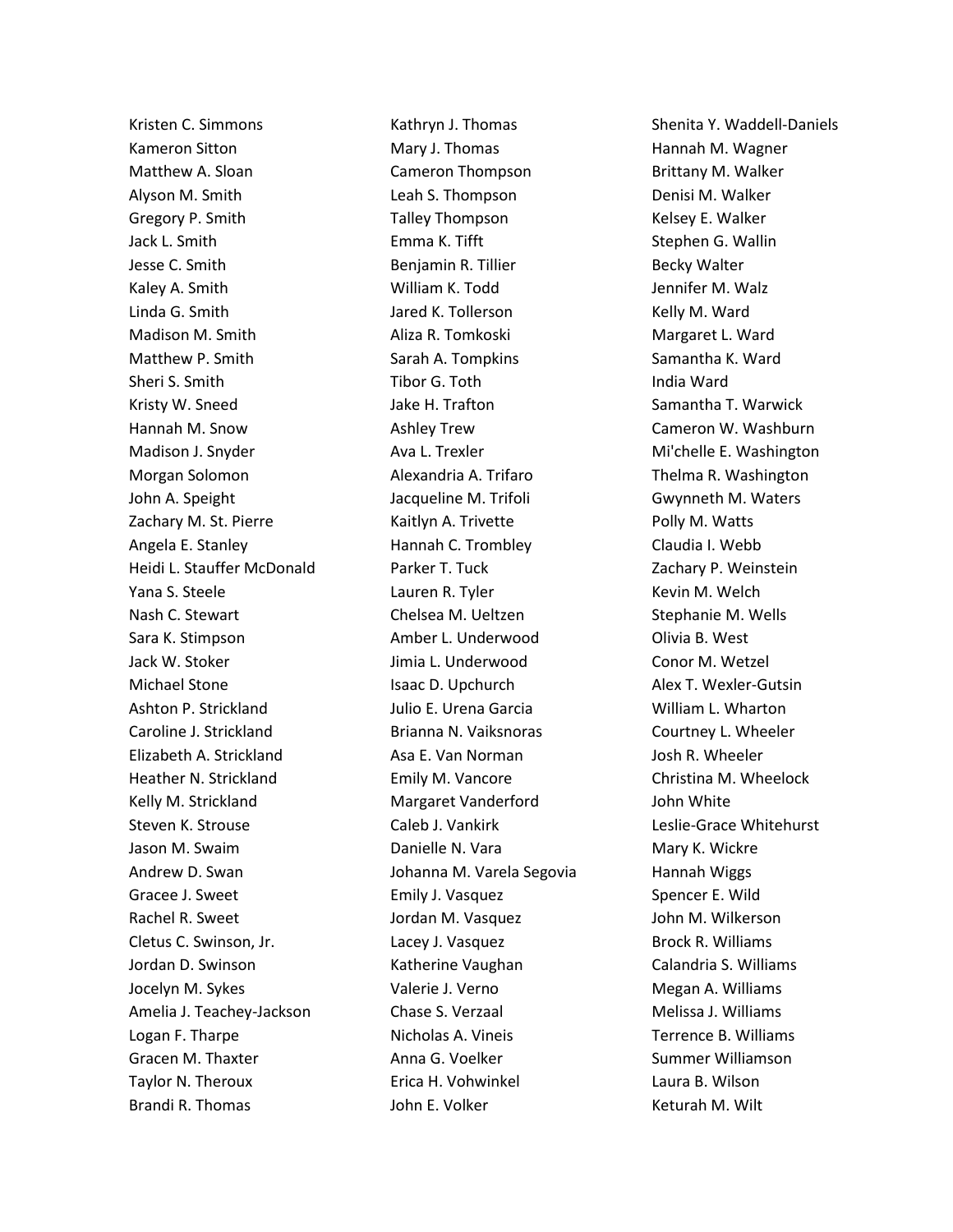Kristen C. Simmons
Kameron Sitton
Matthew A. Sloan
Alyson M. Smith
Gregory P. Smith
Jack L. Smith
Jesse C. Smith
Kaley A. Smith
Linda G. Smith
Madison M. Smith
Matthew P. Smith
Sheri S. Smith
Kristy W. Sneed
Hannah M. Snow
Madison J. Snyder
Morgan Solomon
John A. Speight
Zachary M. St. Pierre
Angela E. Stanley
Heidi L. Stauffer McDonald
Yana S. Steele
Nash C. Stewart
Sara K. Stimpson
Jack W. Stoker
Michael Stone
Ashton P. Strickland
Caroline J. Strickland
Elizabeth A. Strickland
Heather N. Strickland
Kelly M. Strickland
Steven K. Strouse
Jason M. Swaim
Andrew D. Swan
Gracee J. Sweet
Rachel R. Sweet
Cletus C. Swinson, Jr.
Jordan D. Swinson
Jocelyn M. Sykes
Amelia J. Teachey-Jackson
Logan F. Tharpe
Gracen M. Thaxter
Taylor N. Theroux
Brandi R. Thomas
Kathryn J. Thomas
Mary J. Thomas
Cameron Thompson
Leah S. Thompson
Talley Thompson
Emma K. Tifft
Benjamin R. Tillier
William K. Todd
Jared K. Tollerson
Aliza R. Tomkoski
Sarah A. Tompkins
Tibor G. Toth
Jake H. Trafton
Ashley Trew
Ava L. Trexler
Alexandria A. Trifaro
Jacqueline M. Trifoli
Kaitlyn A. Trivette
Hannah C. Trombley
Parker T. Tuck
Lauren R. Tyler
Chelsea M. Ueltzen
Amber L. Underwood
Jimia L. Underwood
Isaac D. Upchurch
Julio E. Urena Garcia
Brianna N. Vaiksnoras
Asa E. Van Norman
Emily M. Vancore
Margaret Vanderford
Caleb J. Vankirk
Danielle N. Vara
Johanna M. Varela Segovia
Emily J. Vasquez
Jordan M. Vasquez
Lacey J. Vasquez
Katherine Vaughan
Valerie J. Verno
Chase S. Verzaal
Nicholas A. Vineis
Anna G. Voelker
Erica H. Vohwinkel
John E. Volker
Shenita Y. Waddell-Daniels
Hannah M. Wagner
Brittany M. Walker
Denisi M. Walker
Kelsey E. Walker
Stephen G. Wallin
Becky Walter
Jennifer M. Walz
Kelly M. Ward
Margaret L. Ward
Samantha K. Ward
India Ward
Samantha T. Warwick
Cameron W. Washburn
Mi'chelle E. Washington
Thelma R. Washington
Gwynneth M. Waters
Polly M. Watts
Claudia I. Webb
Zachary P. Weinstein
Kevin M. Welch
Stephanie M. Wells
Olivia B. West
Conor M. Wetzel
Alex T. Wexler-Gutsin
William L. Wharton
Courtney L. Wheeler
Josh R. Wheeler
Christina M. Wheelock
John White
Leslie-Grace Whitehurst
Mary K. Wickre
Hannah Wiggs
Spencer E. Wild
John M. Wilkerson
Brock R. Williams
Calandria S. Williams
Megan A. Williams
Melissa J. Williams
Terrence B. Williams
Summer Williamson
Laura B. Wilson
Keturah M. Wilt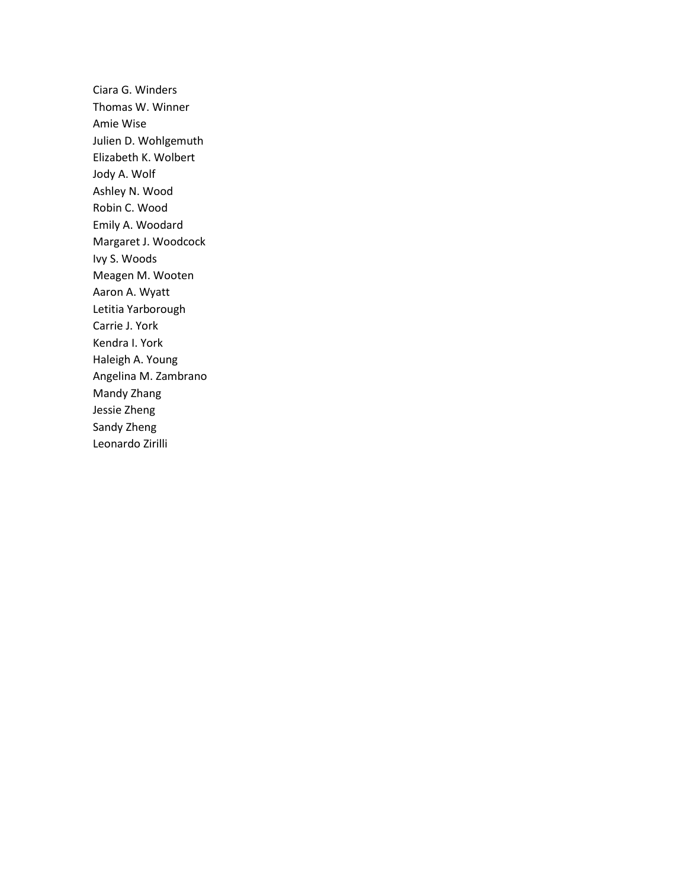Ciara G. Winders
Thomas W. Winner
Amie Wise
Julien D. Wohlgemuth
Elizabeth K. Wolbert
Jody A. Wolf
Ashley N. Wood
Robin C. Wood
Emily A. Woodard
Margaret J. Woodcock
Ivy S. Woods
Meagen M. Wooten
Aaron A. Wyatt
Letitia Yarborough
Carrie J. York
Kendra I. York
Haleigh A. Young
Angelina M. Zambrano
Mandy Zhang
Jessie Zheng
Sandy Zheng
Leonardo Zirilli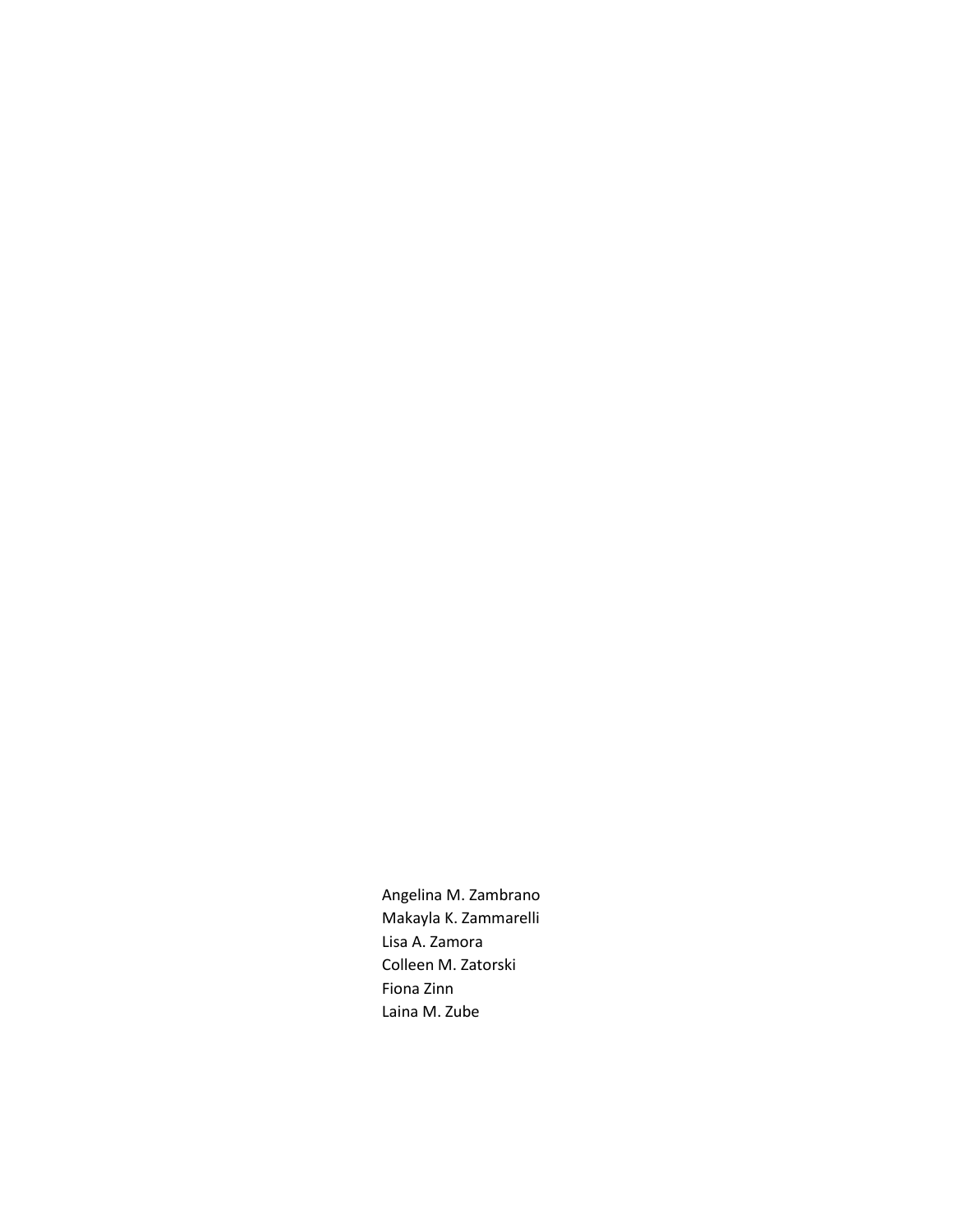Angelina M. Zambrano
Makayla K. Zammarelli
Lisa A. Zamora
Colleen M. Zatorski
Fiona Zinn
Laina M. Zube